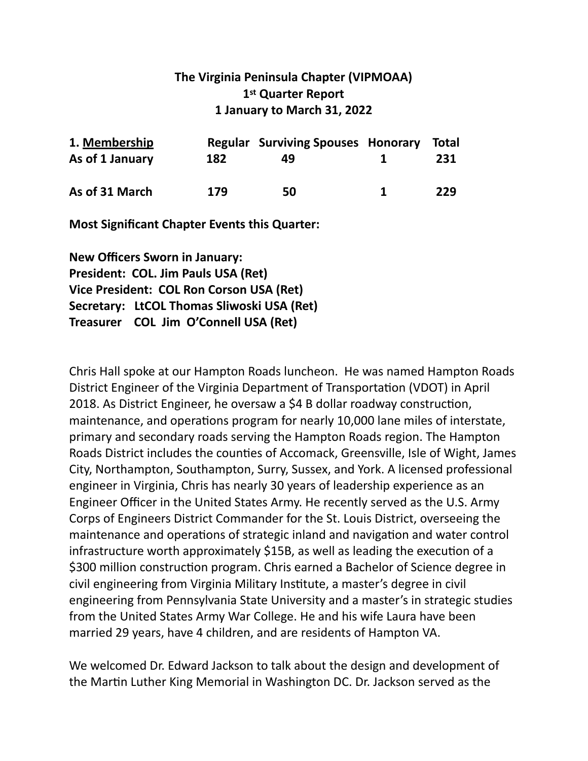**The Virginia Peninsula Chapter (VIPMOAA)**
**1st Quarter Report**
**1 January to March 31, 2022**

| 1. <u>Membership</u> | Regular | Surviving Spouses | Honorary | Total |
|---|---|---|---|---|
| As of 1 January | 182 | 49 | 1 | 231 |
| As of 31 March | 179 | 50 | 1 | 229 |

**Most Significant Chapter Events this Quarter:**

**New Officers Sworn in January:**
**President: COL. Jim Pauls USA (Ret)**
**Vice President: COL Ron Corson USA (Ret)**
**Secretary: LtCOL Thomas Sliwoski USA (Ret)**
**Treasurer COL Jim O'Connell USA (Ret)**

Chris Hall spoke at our Hampton Roads luncheon. He was named Hampton Roads District Engineer of the Virginia Department of Transportation (VDOT) in April 2018. As District Engineer, he oversaw a $4 B dollar roadway construction, maintenance, and operations program for nearly 10,000 lane miles of interstate, primary and secondary roads serving the Hampton Roads region. The Hampton Roads District includes the counties of Accomack, Greensville, Isle of Wight, James City, Northampton, Southampton, Surry, Sussex, and York. A licensed professional engineer in Virginia, Chris has nearly 30 years of leadership experience as an Engineer Officer in the United States Army. He recently served as the U.S. Army Corps of Engineers District Commander for the St. Louis District, overseeing the maintenance and operations of strategic inland and navigation and water control infrastructure worth approximately $15B, as well as leading the execution of a $300 million construction program. Chris earned a Bachelor of Science degree in civil engineering from Virginia Military Institute, a master's degree in civil engineering from Pennsylvania State University and a master's in strategic studies from the United States Army War College. He and his wife Laura have been married 29 years, have 4 children, and are residents of Hampton VA.

We welcomed Dr. Edward Jackson to talk about the design and development of the Martin Luther King Memorial in Washington DC. Dr. Jackson served as the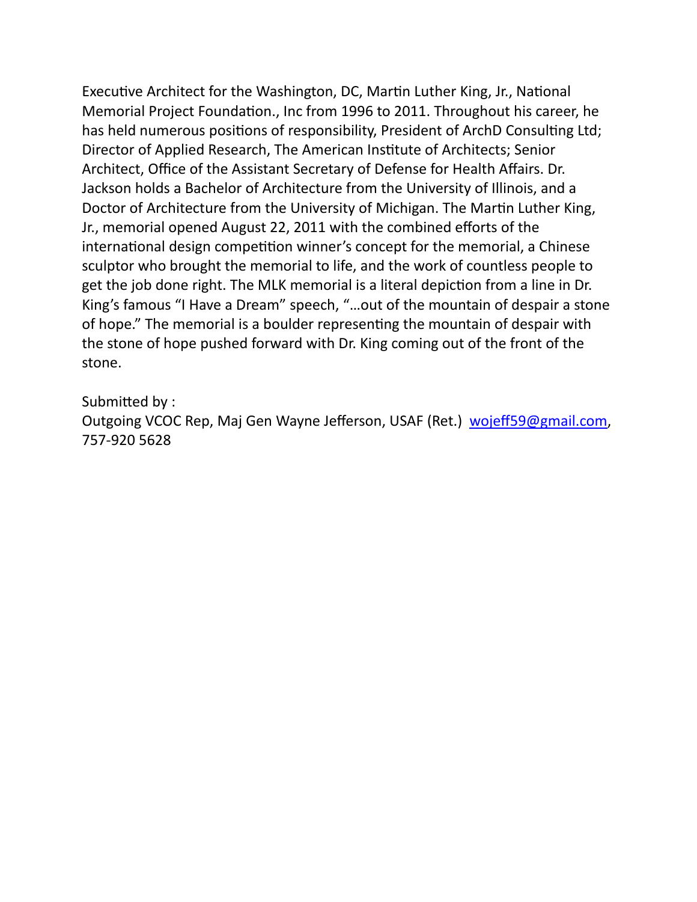Executive Architect for the Washington, DC, Martin Luther King, Jr., National Memorial Project Foundation., Inc from 1996 to 2011. Throughout his career, he has held numerous positions of responsibility, President of ArchD Consulting Ltd; Director of Applied Research, The American Institute of Architects; Senior Architect, Office of the Assistant Secretary of Defense for Health Affairs. Dr. Jackson holds a Bachelor of Architecture from the University of Illinois, and a Doctor of Architecture from the University of Michigan. The Martin Luther King, Jr., memorial opened August 22, 2011 with the combined efforts of the international design competition winner's concept for the memorial, a Chinese sculptor who brought the memorial to life, and the work of countless people to get the job done right. The MLK memorial is a literal depiction from a line in Dr. King's famous "I Have a Dream" speech, "…out of the mountain of despair a stone of hope." The memorial is a boulder representing the mountain of despair with the stone of hope pushed forward with Dr. King coming out of the front of the stone.

Submitted by :
Outgoing VCOC Rep, Maj Gen Wayne Jefferson, USAF (Ret.) wojeff59@gmail.com, 757-920 5628